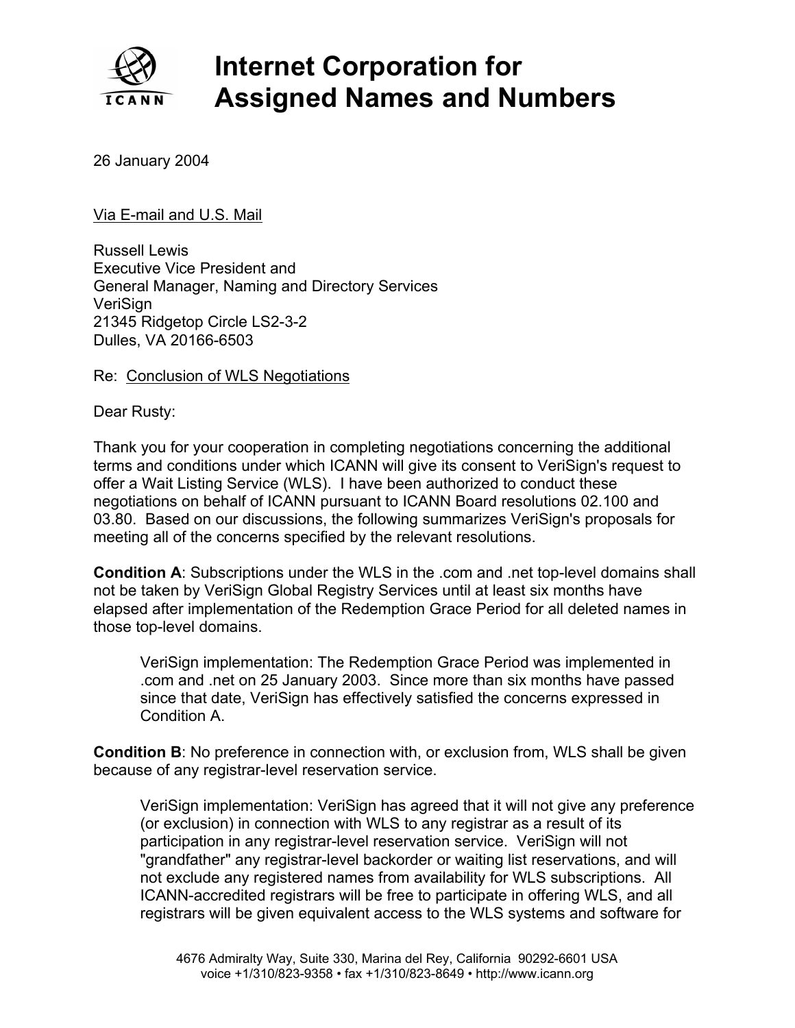# Internet Corporation for Assigned Names and Numbers

26 January 2004

Via E-mail and U.S. Mail

Russell Lewis
Executive Vice President and
General Manager, Naming and Directory Services
VeriSign
21345 Ridgetop Circle LS2-3-2
Dulles, VA 20166-6503

Re: Conclusion of WLS Negotiations

Dear Rusty:

Thank you for your cooperation in completing negotiations concerning the additional terms and conditions under which ICANN will give its consent to VeriSign's request to offer a Wait Listing Service (WLS). I have been authorized to conduct these negotiations on behalf of ICANN pursuant to ICANN Board resolutions 02.100 and 03.80. Based on our discussions, the following summarizes VeriSign's proposals for meeting all of the concerns specified by the relevant resolutions.

**Condition A**: Subscriptions under the WLS in the .com and .net top-level domains shall not be taken by VeriSign Global Registry Services until at least six months have elapsed after implementation of the Redemption Grace Period for all deleted names in those top-level domains.

> VeriSign implementation: The Redemption Grace Period was implemented in .com and .net on 25 January 2003. Since more than six months have passed since that date, VeriSign has effectively satisfied the concerns expressed in Condition A.

**Condition B**: No preference in connection with, or exclusion from, WLS shall be given because of any registrar-level reservation service.

> VeriSign implementation: VeriSign has agreed that it will not give any preference (or exclusion) in connection with WLS to any registrar as a result of its participation in any registrar-level reservation service. VeriSign will not "grandfather" any registrar-level backorder or waiting list reservations, and will not exclude any registered names from availability for WLS subscriptions. All ICANN-accredited registrars will be free to participate in offering WLS, and all registrars will be given equivalent access to the WLS systems and software for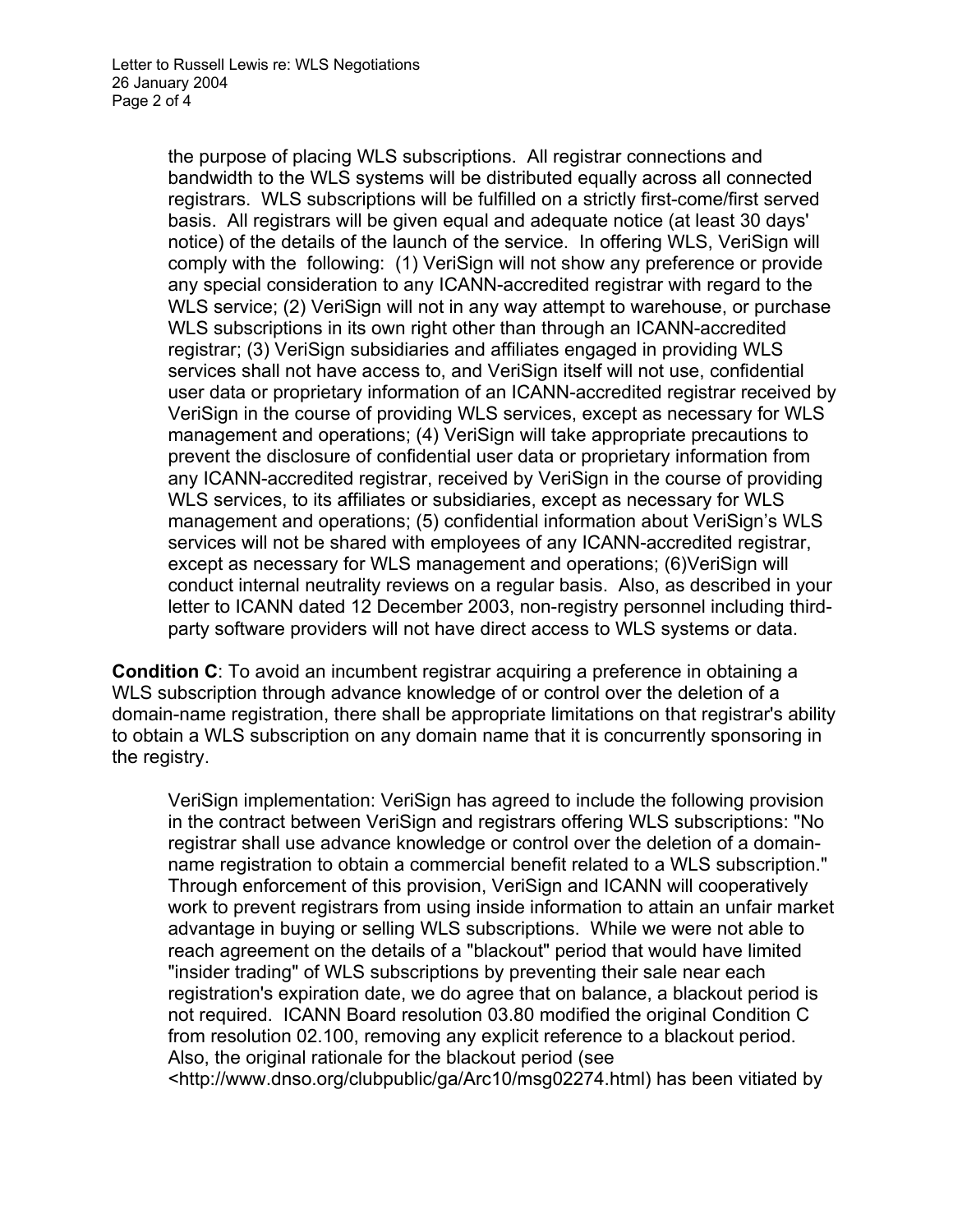the purpose of placing WLS subscriptions. All registrar connections and bandwidth to the WLS systems will be distributed equally across all connected registrars. WLS subscriptions will be fulfilled on a strictly first-come/first served basis. All registrars will be given equal and adequate notice (at least 30 days' notice) of the details of the launch of the service. In offering WLS, VeriSign will comply with the following: (1) VeriSign will not show any preference or provide any special consideration to any ICANN-accredited registrar with regard to the WLS service; (2) VeriSign will not in any way attempt to warehouse, or purchase WLS subscriptions in its own right other than through an ICANN-accredited registrar; (3) VeriSign subsidiaries and affiliates engaged in providing WLS services shall not have access to, and VeriSign itself will not use, confidential user data or proprietary information of an ICANN-accredited registrar received by VeriSign in the course of providing WLS services, except as necessary for WLS management and operations; (4) VeriSign will take appropriate precautions to prevent the disclosure of confidential user data or proprietary information from any ICANN-accredited registrar, received by VeriSign in the course of providing WLS services, to its affiliates or subsidiaries, except as necessary for WLS management and operations; (5) confidential information about VeriSign's WLS services will not be shared with employees of any ICANN-accredited registrar, except as necessary for WLS management and operations; (6)VeriSign will conduct internal neutrality reviews on a regular basis. Also, as described in your letter to ICANN dated 12 December 2003, non-registry personnel including third-party software providers will not have direct access to WLS systems or data.

**Condition C**: To avoid an incumbent registrar acquiring a preference in obtaining a WLS subscription through advance knowledge of or control over the deletion of a domain-name registration, there shall be appropriate limitations on that registrar's ability to obtain a WLS subscription on any domain name that it is concurrently sponsoring in the registry.

VeriSign implementation: VeriSign has agreed to include the following provision in the contract between VeriSign and registrars offering WLS subscriptions: "No registrar shall use advance knowledge or control over the deletion of a domain-name registration to obtain a commercial benefit related to a WLS subscription." Through enforcement of this provision, VeriSign and ICANN will cooperatively work to prevent registrars from using inside information to attain an unfair market advantage in buying or selling WLS subscriptions. While we were not able to reach agreement on the details of a "blackout" period that would have limited "insider trading" of WLS subscriptions by preventing their sale near each registration's expiration date, we do agree that on balance, a blackout period is not required. ICANN Board resolution 03.80 modified the original Condition C from resolution 02.100, removing any explicit reference to a blackout period. Also, the original rationale for the blackout period (see <http://www.dnso.org/clubpublic/ga/Arc10/msg02274.html) has been vitiated by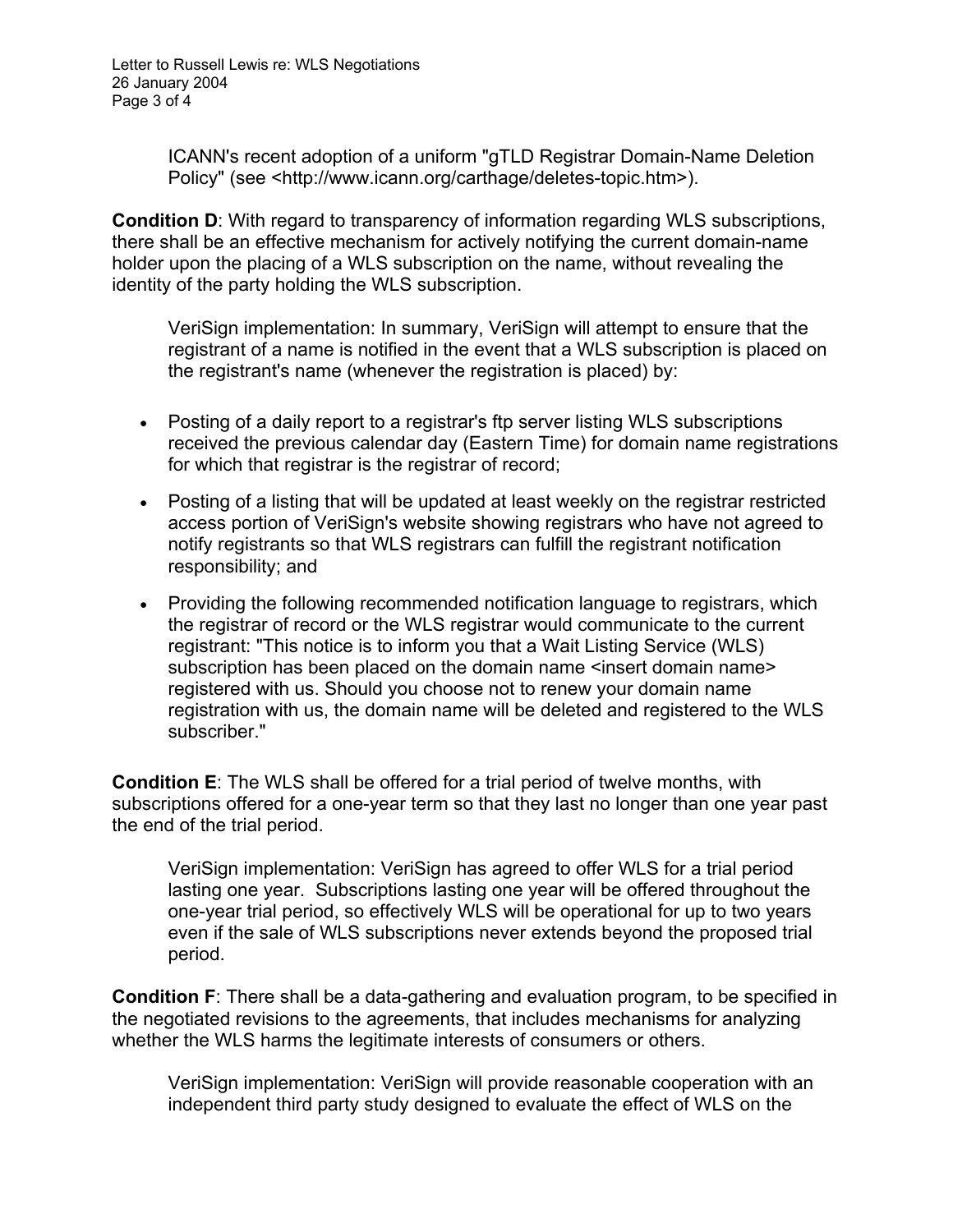ICANN's recent adoption of a uniform "gTLD Registrar Domain-Name Deletion Policy" (see <http://www.icann.org/carthage/deletes-topic.htm>).

**Condition D**: With regard to transparency of information regarding WLS subscriptions, there shall be an effective mechanism for actively notifying the current domain-name holder upon the placing of a WLS subscription on the name, without revealing the identity of the party holding the WLS subscription.

VeriSign implementation: In summary, VeriSign will attempt to ensure that the registrant of a name is notified in the event that a WLS subscription is placed on the registrant's name (whenever the registration is placed) by:

- Posting of a daily report to a registrar's ftp server listing WLS subscriptions received the previous calendar day (Eastern Time) for domain name registrations for which that registrar is the registrar of record;
- Posting of a listing that will be updated at least weekly on the registrar restricted access portion of VeriSign's website showing registrars who have not agreed to notify registrants so that WLS registrars can fulfill the registrant notification responsibility; and
- Providing the following recommended notification language to registrars, which the registrar of record or the WLS registrar would communicate to the current registrant: "This notice is to inform you that a Wait Listing Service (WLS) subscription has been placed on the domain name <insert domain name> registered with us. Should you choose not to renew your domain name registration with us, the domain name will be deleted and registered to the WLS subscriber."

**Condition E**: The WLS shall be offered for a trial period of twelve months, with subscriptions offered for a one-year term so that they last no longer than one year past the end of the trial period.

VeriSign implementation: VeriSign has agreed to offer WLS for a trial period lasting one year. Subscriptions lasting one year will be offered throughout the one-year trial period, so effectively WLS will be operational for up to two years even if the sale of WLS subscriptions never extends beyond the proposed trial period.

**Condition F**: There shall be a data-gathering and evaluation program, to be specified in the negotiated revisions to the agreements, that includes mechanisms for analyzing whether the WLS harms the legitimate interests of consumers or others.

VeriSign implementation: VeriSign will provide reasonable cooperation with an independent third party study designed to evaluate the effect of WLS on the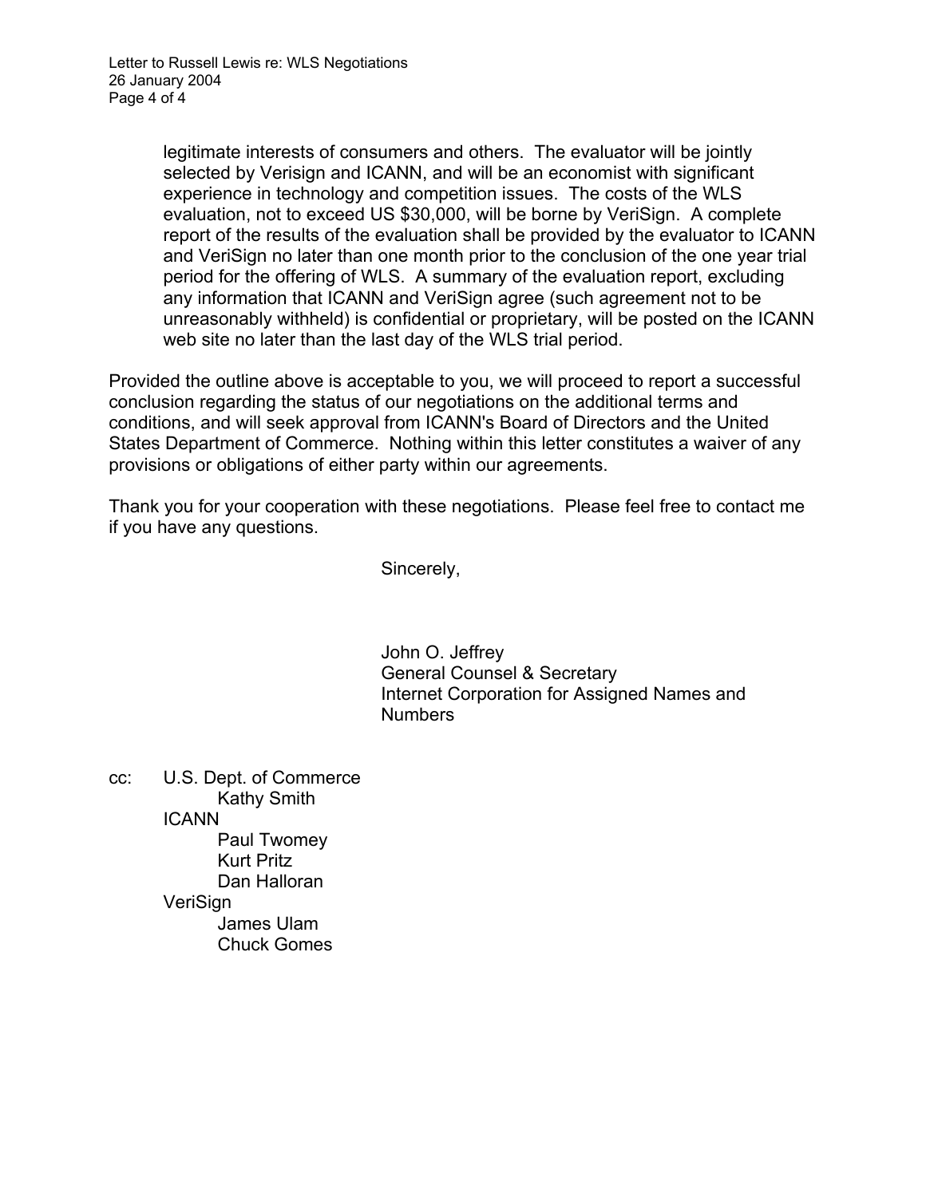legitimate interests of consumers and others. The evaluator will be jointly selected by Verisign and ICANN, and will be an economist with significant experience in technology and competition issues. The costs of the WLS evaluation, not to exceed US $30,000, will be borne by VeriSign. A complete report of the results of the evaluation shall be provided by the evaluator to ICANN and VeriSign no later than one month prior to the conclusion of the one year trial period for the offering of WLS. A summary of the evaluation report, excluding any information that ICANN and VeriSign agree (such agreement not to be unreasonably withheld) is confidential or proprietary, will be posted on the ICANN web site no later than the last day of the WLS trial period.

Provided the outline above is acceptable to you, we will proceed to report a successful conclusion regarding the status of our negotiations on the additional terms and conditions, and will seek approval from ICANN's Board of Directors and the United States Department of Commerce. Nothing within this letter constitutes a waiver of any provisions or obligations of either party within our agreements.

Thank you for your cooperation with these negotiations. Please feel free to contact me if you have any questions.

Sincerely,

John O. Jeffrey
General Counsel & Secretary
Internet Corporation for Assigned Names and Numbers

cc: U.S. Dept. of Commerce
- Kathy Smith

ICANN
- Paul Twomey
- Kurt Pritz
- Dan Halloran

VeriSign
- James Ulam
- Chuck Gomes